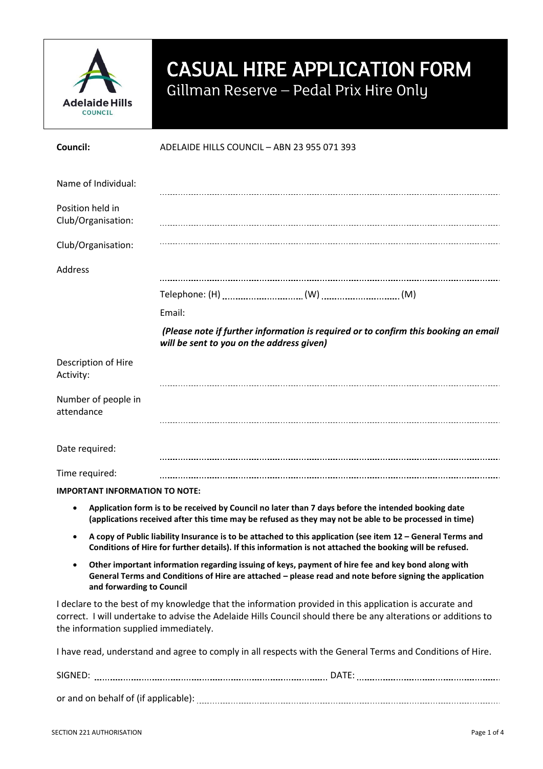# CASUAL HIRE APPLICATION FORM

## Gillman Reserve – Pedal Prix Hire Only

**Council:** ADELAIDE HILLS COUNCIL – ABN 23 955 071 393

Name of Individual: ..........................................................................................

Position held in Club/Organisation: ..........................................................................................

Club/Organisation: ..........................................................................................

Address ..........................................................................................

Telephone: (H) .............................. (W) .............................. (M)

Email:

***(Please note if further information is required or to confirm this booking an email will be sent to you on the address given)***

Description of Hire Activity: ..........................................................................................

Number of people in attendance ..........................................................................................

Date required: ..........................................................................................

Time required: ..........................................................................................

**IMPORTANT INFORMATION TO NOTE:**

- **Application form is to be received by Council no later than 7 days before the intended booking date (applications received after this time may be refused as they may not be able to be processed in time)**
- **A copy of Public liability Insurance is to be attached to this application (see item 12 – General Terms and Conditions of Hire for further details). If this information is not attached the booking will be refused.**
- **Other important information regarding issuing of keys, payment of hire fee and key bond along with General Terms and Conditions of Hire are attached – please read and note before signing the application and forwarding to Council**

I declare to the best of my knowledge that the information provided in this application is accurate and correct. I will undertake to advise the Adelaide Hills Council should there be any alterations or additions to the information supplied immediately.

I have read, understand and agree to comply in all respects with the General Terms and Conditions of Hire.

SIGNED: .............................................................................. DATE: ..............................................

or and on behalf of (if applicable): ..........................................................................................

SECTION 221 AUTHORISATION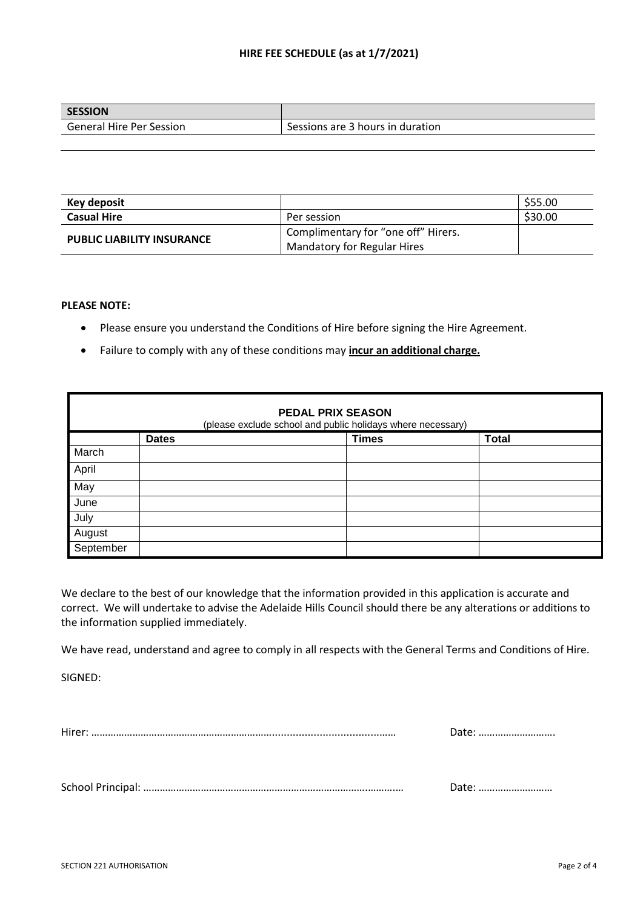### HIRE FEE SCHEDULE (as at 1/7/2021)

| SESSION | |
|---|---|
| General Hire Per Session | Sessions are 3 hours in duration |

| | | |
|---|---|---|
| **Key deposit** | | $55.00 |
| **Casual Hire** | Per session | $30.00 |
| **PUBLIC LIABILITY INSURANCE** | Complimentary for "one off" Hirers. Mandatory for Regular Hires | |

**PLEASE NOTE:**

- Please ensure you understand the Conditions of Hire before signing the Hire Agreement.
- Failure to comply with any of these conditions may **incur an additional charge.**

**PEDAL PRIX SEASON**
(please exclude school and public holidays where necessary)

| | Dates | Times | Total |
|---|---|---|---|
| March | | | |
| April | | | |
| May | | | |
| June | | | |
| July | | | |
| August | | | |
| September | | | |

We declare to the best of our knowledge that the information provided in this application is accurate and correct. We will undertake to advise the Adelaide Hills Council should there be any alterations or additions to the information supplied immediately.

We have read, understand and agree to comply in all respects with the General Terms and Conditions of Hire.

SIGNED:

Hirer: ……………………………………………………………………………………… Date: ……………………….

School Principal: ……………………………………………………………………………… Date: ………………………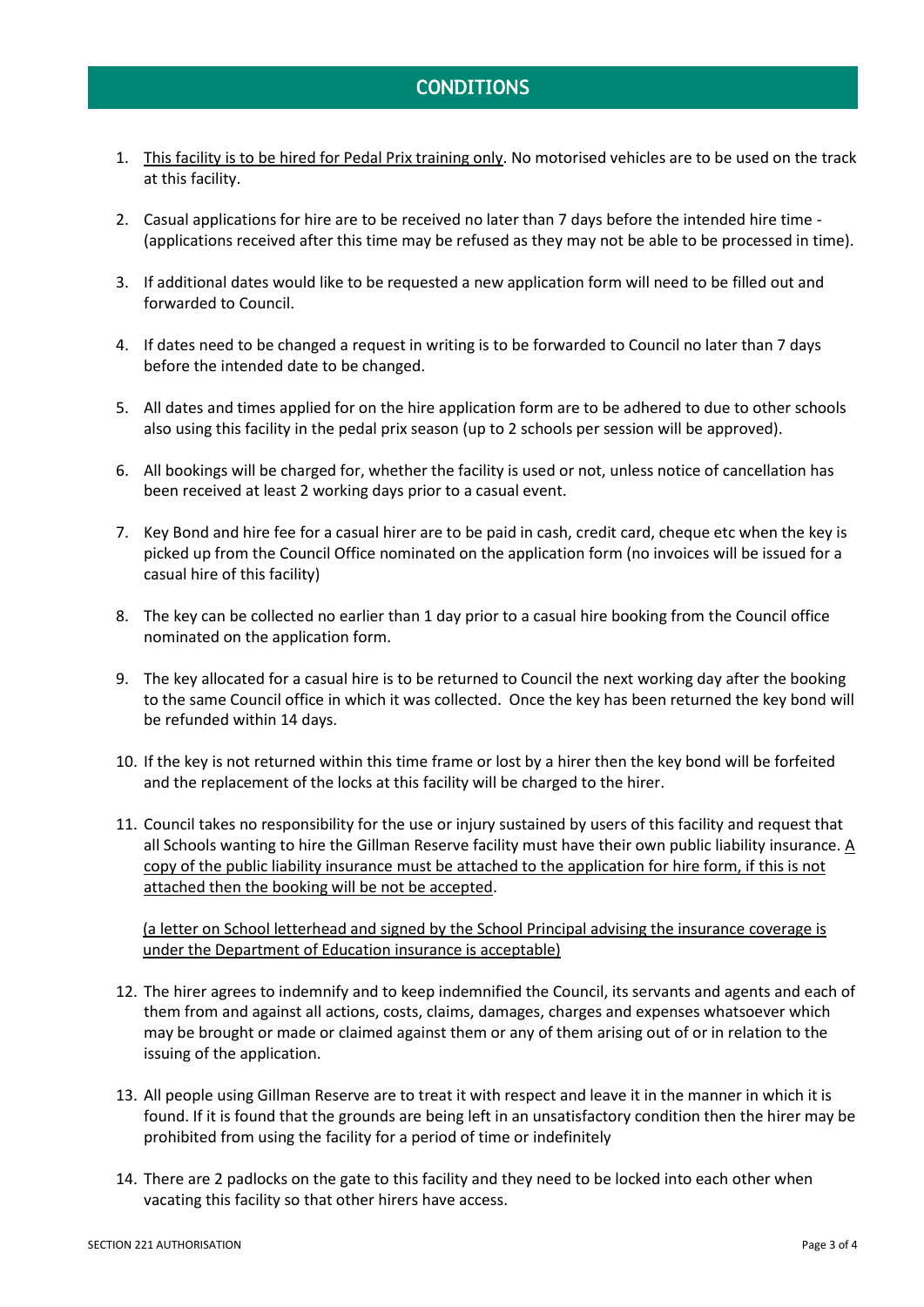# CONDITIONS

1. <u>This facility is to be hired for Pedal Prix training only</u>. No motorised vehicles are to be used on the track at this facility.

2. Casual applications for hire are to be received no later than 7 days before the intended hire time - (applications received after this time may be refused as they may not be able to be processed in time).

3. If additional dates would like to be requested a new application form will need to be filled out and forwarded to Council.

4. If dates need to be changed a request in writing is to be forwarded to Council no later than 7 days before the intended date to be changed.

5. All dates and times applied for on the hire application form are to be adhered to due to other schools also using this facility in the pedal prix season (up to 2 schools per session will be approved).

6. All bookings will be charged for, whether the facility is used or not, unless notice of cancellation has been received at least 2 working days prior to a casual event.

7. Key Bond and hire fee for a casual hirer are to be paid in cash, credit card, cheque etc when the key is picked up from the Council Office nominated on the application form (no invoices will be issued for a casual hire of this facility)

8. The key can be collected no earlier than 1 day prior to a casual hire booking from the Council office nominated on the application form.

9. The key allocated for a casual hire is to be returned to Council the next working day after the booking to the same Council office in which it was collected. Once the key has been returned the key bond will be refunded within 14 days.

10. If the key is not returned within this time frame or lost by a hirer then the key bond will be forfeited and the replacement of the locks at this facility will be charged to the hirer.

11. Council takes no responsibility for the use or injury sustained by users of this facility and request that all Schools wanting to hire the Gillman Reserve facility must have their own public liability insurance. <u>A copy of the public liability insurance must be attached to the application for hire form, if this is not attached then the booking will be not be accepted</u>.

    <u>(a letter on School letterhead and signed by the School Principal advising the insurance coverage is under the Department of Education insurance is acceptable)</u>

12. The hirer agrees to indemnify and to keep indemnified the Council, its servants and agents and each of them from and against all actions, costs, claims, damages, charges and expenses whatsoever which may be brought or made or claimed against them or any of them arising out of or in relation to the issuing of the application.

13. All people using Gillman Reserve are to treat it with respect and leave it in the manner in which it is found. If it is found that the grounds are being left in an unsatisfactory condition then the hirer may be prohibited from using the facility for a period of time or indefinitely

14. There are 2 padlocks on the gate to this facility and they need to be locked into each other when vacating this facility so that other hirers have access.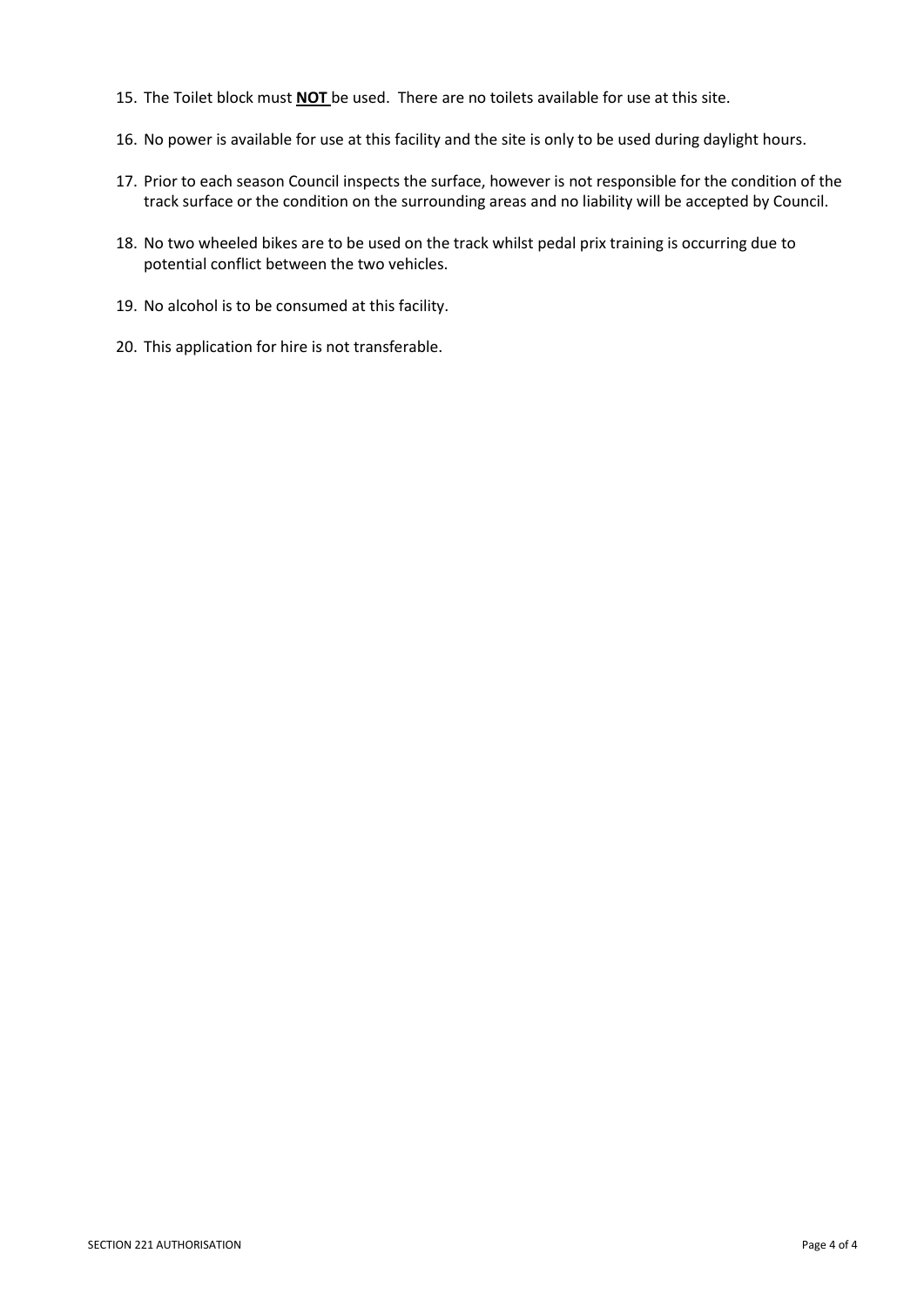15. The Toilet block must **NOT** be used. There are no toilets available for use at this site.

16. No power is available for use at this facility and the site is only to be used during daylight hours.

17. Prior to each season Council inspects the surface, however is not responsible for the condition of the track surface or the condition on the surrounding areas and no liability will be accepted by Council.

18. No two wheeled bikes are to be used on the track whilst pedal prix training is occurring due to potential conflict between the two vehicles.

19. No alcohol is to be consumed at this facility.

20. This application for hire is not transferable.